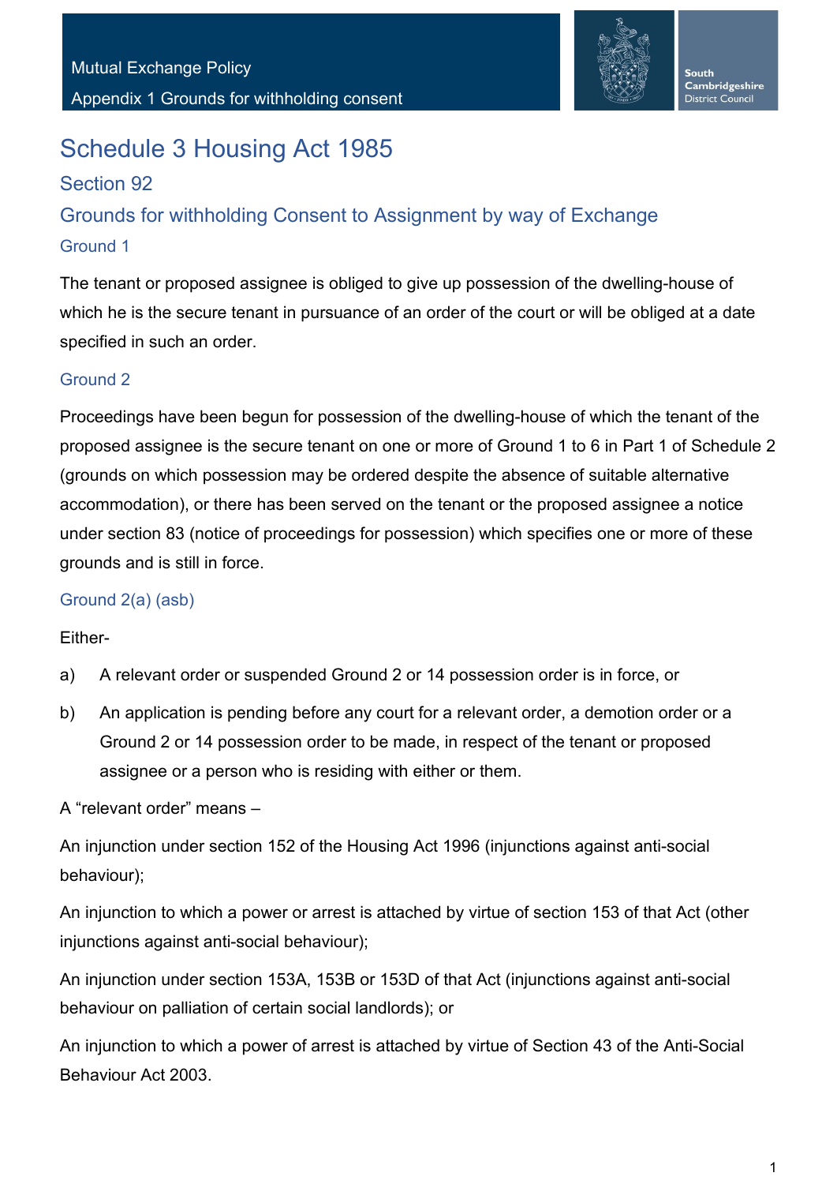# Schedule 3 Housing Act 1985

## Section 92

## Grounds for withholding Consent to Assignment by way of Exchange

### Ground 1

The tenant or proposed assignee is obliged to give up possession of the dwelling-house of which he is the secure tenant in pursuance of an order of the court or will be obliged at a date specified in such an order.

### Ground 2

Proceedings have been begun for possession of the dwelling-house of which the tenant of the proposed assignee is the secure tenant on one or more of Ground 1 to 6 in Part 1 of Schedule 2 (grounds on which possession may be ordered despite the absence of suitable alternative accommodation), or there has been served on the tenant or the proposed assignee a notice under section 83 (notice of proceedings for possession) which specifies one or more of these grounds and is still in force.

### Ground 2(a) (asb)

Either-

a) A relevant order or suspended Ground 2 or 14 possession order is in force, or

b) An application is pending before any court for a relevant order, a demotion order or a Ground 2 or 14 possession order to be made, in respect of the tenant or proposed assignee or a person who is residing with either or them.

A “relevant order” means –

An injunction under section 152 of the Housing Act 1996 (injunctions against anti-social behaviour);

An injunction to which a power or arrest is attached by virtue of section 153 of that Act (other injunctions against anti-social behaviour);

An injunction under section 153A, 153B or 153D of that Act (injunctions against anti-social behaviour on palliation of certain social landlords); or

An injunction to which a power of arrest is attached by virtue of Section 43 of the Anti-Social Behaviour Act 2003.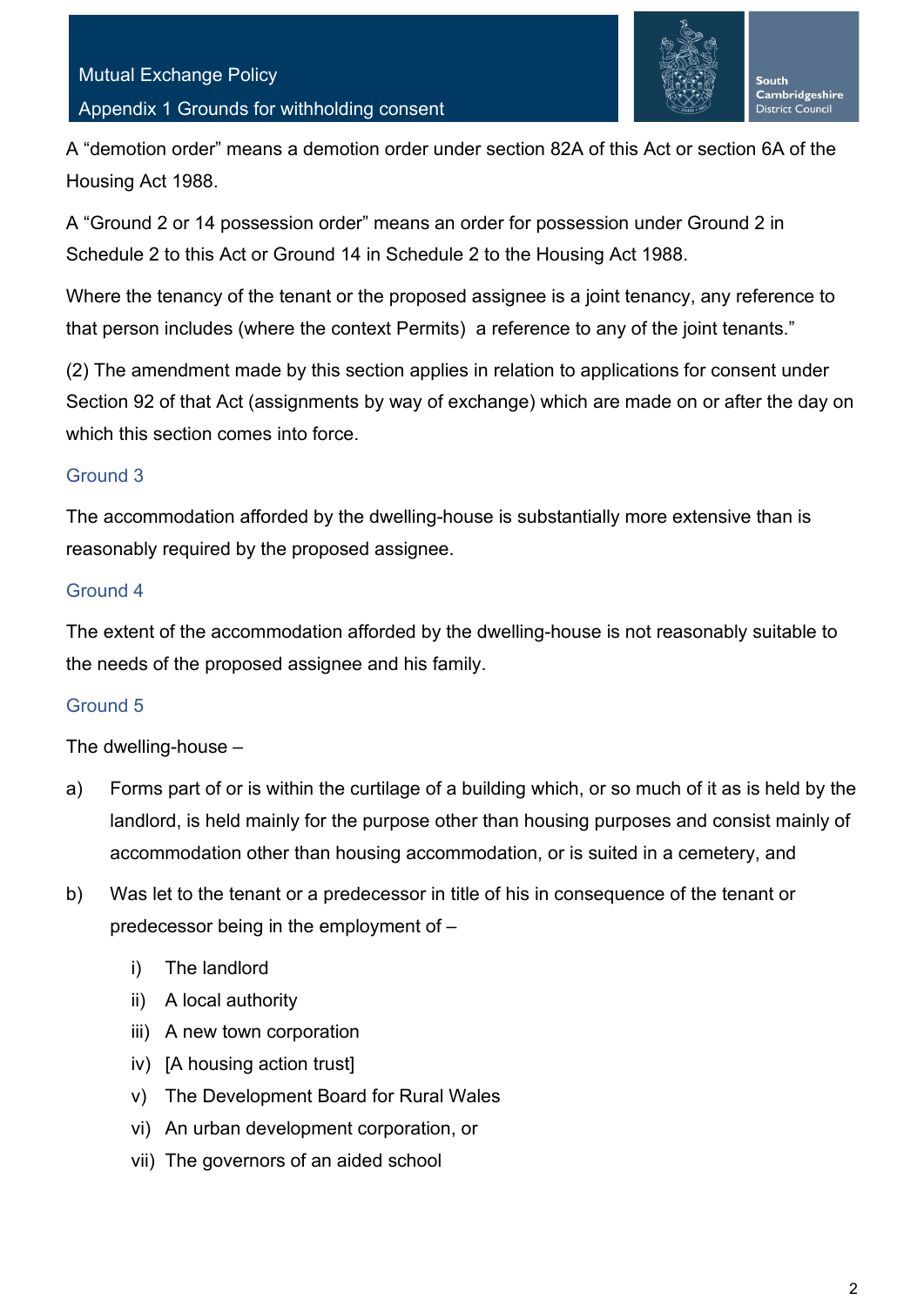A "demotion order" means a demotion order under section 82A of this Act or section 6A of the Housing Act 1988.

A "Ground 2 or 14 possession order" means an order for possession under Ground 2 in Schedule 2 to this Act or Ground 14 in Schedule 2 to the Housing Act 1988.

Where the tenancy of the tenant or the proposed assignee is a joint tenancy, any reference to that person includes (where the context Permits) a reference to any of the joint tenants."

(2) The amendment made by this section applies in relation to applications for consent under Section 92 of that Act (assignments by way of exchange) which are made on or after the day on which this section comes into force.

## Ground 3

The accommodation afforded by the dwelling-house is substantially more extensive than is reasonably required by the proposed assignee.

## Ground 4

The extent of the accommodation afforded by the dwelling-house is not reasonably suitable to the needs of the proposed assignee and his family.

## Ground 5

The dwelling-house –

a) Forms part of or is within the curtilage of a building which, or so much of it as is held by the landlord, is held mainly for the purpose other than housing purposes and consist mainly of accommodation other than housing accommodation, or is suited in a cemetery, and

b) Was let to the tenant or a predecessor in title of his in consequence of the tenant or predecessor being in the employment of –

   i) The landlord
   ii) A local authority
   iii) A new town corporation
   iv) [A housing action trust]
   v) The Development Board for Rural Wales
   vi) An urban development corporation, or
   vii) The governors of an aided school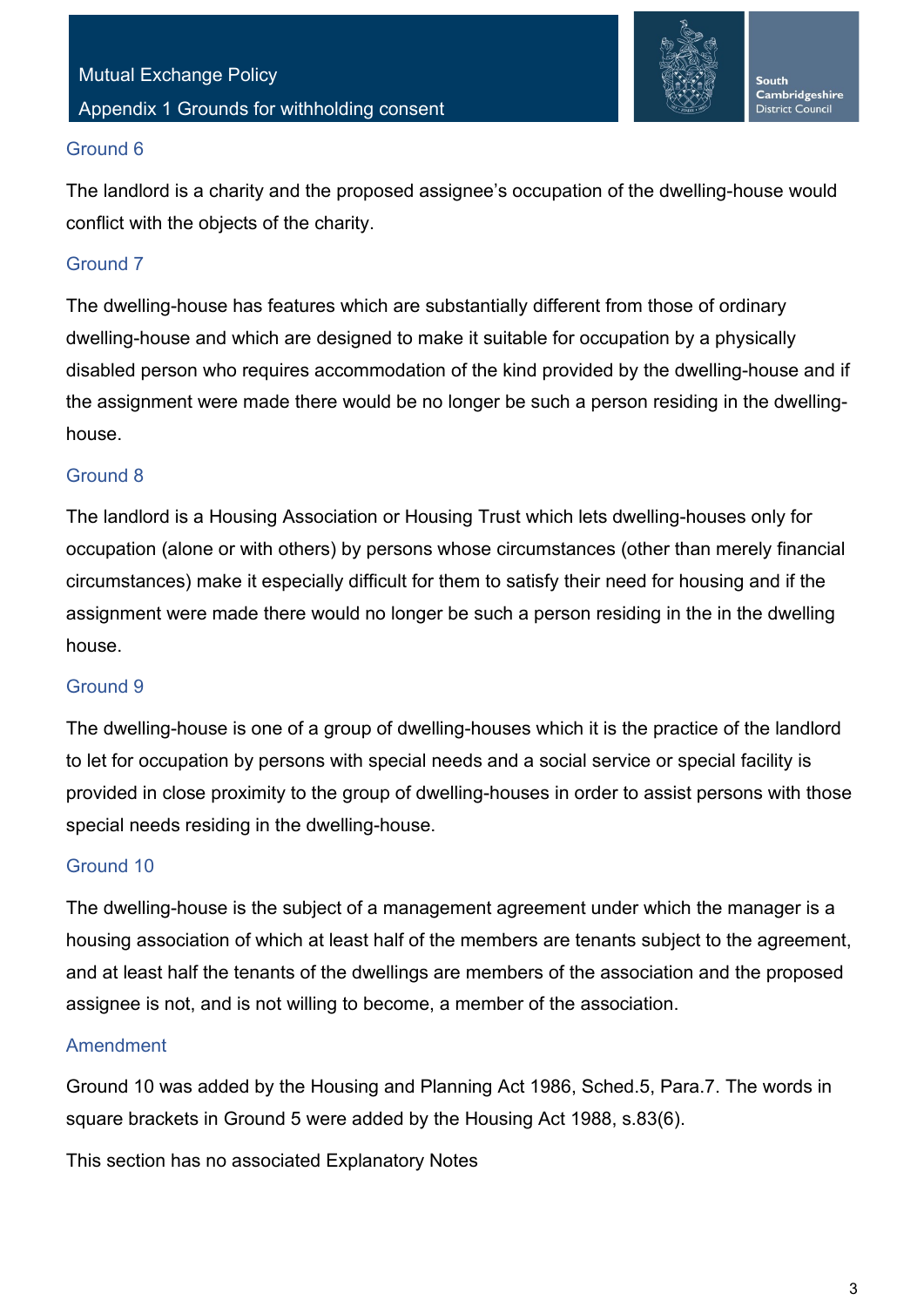## Ground 6

The landlord is a charity and the proposed assignee's occupation of the dwelling-house would conflict with the objects of the charity.

## Ground 7

The dwelling-house has features which are substantially different from those of ordinary dwelling-house and which are designed to make it suitable for occupation by a physically disabled person who requires accommodation of the kind provided by the dwelling-house and if the assignment were made there would be no longer be such a person residing in the dwelling-house.

## Ground 8

The landlord is a Housing Association or Housing Trust which lets dwelling-houses only for occupation (alone or with others) by persons whose circumstances (other than merely financial circumstances) make it especially difficult for them to satisfy their need for housing and if the assignment were made there would no longer be such a person residing in the in the dwelling house.

## Ground 9

The dwelling-house is one of a group of dwelling-houses which it is the practice of the landlord to let for occupation by persons with special needs and a social service or special facility is provided in close proximity to the group of dwelling-houses in order to assist persons with those special needs residing in the dwelling-house.

## Ground 10

The dwelling-house is the subject of a management agreement under which the manager is a housing association of which at least half of the members are tenants subject to the agreement, and at least half the tenants of the dwellings are members of the association and the proposed assignee is not, and is not willing to become, a member of the association.

## Amendment

Ground 10 was added by the Housing and Planning Act 1986, Sched.5, Para.7. The words in square brackets in Ground 5 were added by the Housing Act 1988, s.83(6).

This section has no associated Explanatory Notes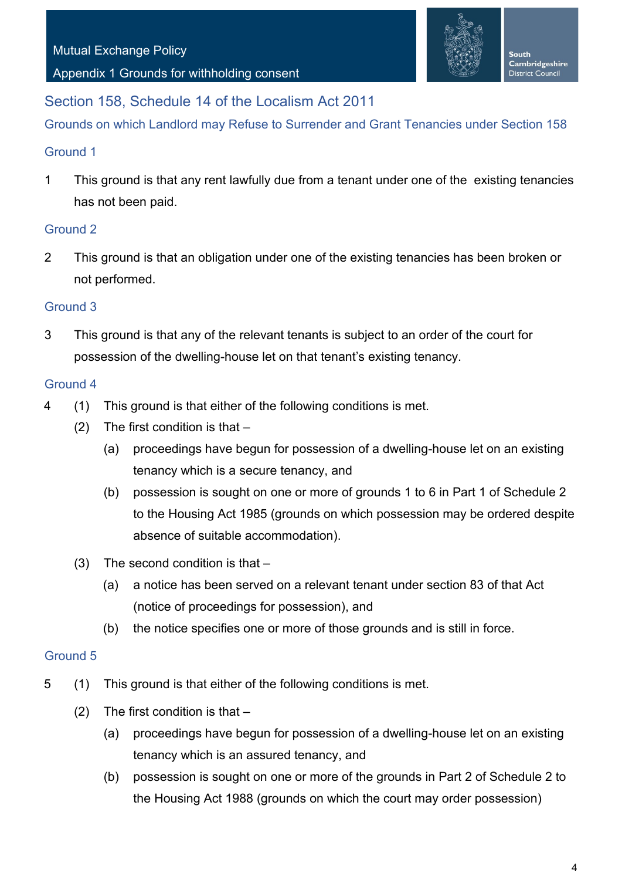## Section 158, Schedule 14 of the Localism Act 2011

### Grounds on which Landlord may Refuse to Surrender and Grant Tenancies under Section 158

#### Ground 1

1 This ground is that any rent lawfully due from a tenant under one of the existing tenancies has not been paid.

#### Ground 2

2 This ground is that an obligation under one of the existing tenancies has been broken or not performed.

#### Ground 3

3 This ground is that any of the relevant tenants is subject to an order of the court for possession of the dwelling-house let on that tenant's existing tenancy.

#### Ground 4

4 (1) This ground is that either of the following conditions is met.

(2) The first condition is that –

(a) proceedings have begun for possession of a dwelling-house let on an existing tenancy which is a secure tenancy, and

(b) possession is sought on one or more of grounds 1 to 6 in Part 1 of Schedule 2 to the Housing Act 1985 (grounds on which possession may be ordered despite absence of suitable accommodation).

(3) The second condition is that –

(a) a notice has been served on a relevant tenant under section 83 of that Act (notice of proceedings for possession), and

(b) the notice specifies one or more of those grounds and is still in force.

#### Ground 5

5 (1) This ground is that either of the following conditions is met.

(2) The first condition is that –

(a) proceedings have begun for possession of a dwelling-house let on an existing tenancy which is an assured tenancy, and

(b) possession is sought on one or more of the grounds in Part 2 of Schedule 2 to the Housing Act 1988 (grounds on which the court may order possession)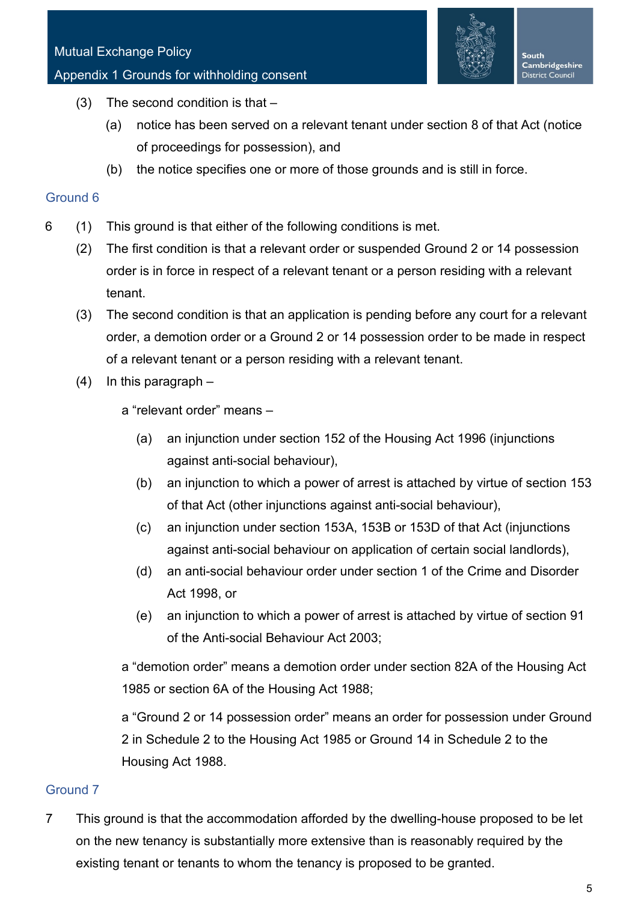(3) The second condition is that –

(a) notice has been served on a relevant tenant under section 8 of that Act (notice of proceedings for possession), and

(b) the notice specifies one or more of those grounds and is still in force.

## Ground 6

6 (1) This ground is that either of the following conditions is met.

(2) The first condition is that a relevant order or suspended Ground 2 or 14 possession order is in force in respect of a relevant tenant or a person residing with a relevant tenant.

(3) The second condition is that an application is pending before any court for a relevant order, a demotion order or a Ground 2 or 14 possession order to be made in respect of a relevant tenant or a person residing with a relevant tenant.

(4) In this paragraph –

a "relevant order" means –

(a) an injunction under section 152 of the Housing Act 1996 (injunctions against anti-social behaviour),

(b) an injunction to which a power of arrest is attached by virtue of section 153 of that Act (other injunctions against anti-social behaviour),

(c) an injunction under section 153A, 153B or 153D of that Act (injunctions against anti-social behaviour on application of certain social landlords),

(d) an anti-social behaviour order under section 1 of the Crime and Disorder Act 1998, or

(e) an injunction to which a power of arrest is attached by virtue of section 91 of the Anti-social Behaviour Act 2003;

a "demotion order" means a demotion order under section 82A of the Housing Act 1985 or section 6A of the Housing Act 1988;

a "Ground 2 or 14 possession order" means an order for possession under Ground 2 in Schedule 2 to the Housing Act 1985 or Ground 14 in Schedule 2 to the Housing Act 1988.

## Ground 7

7 This ground is that the accommodation afforded by the dwelling-house proposed to be let on the new tenancy is substantially more extensive than is reasonably required by the existing tenant or tenants to whom the tenancy is proposed to be granted.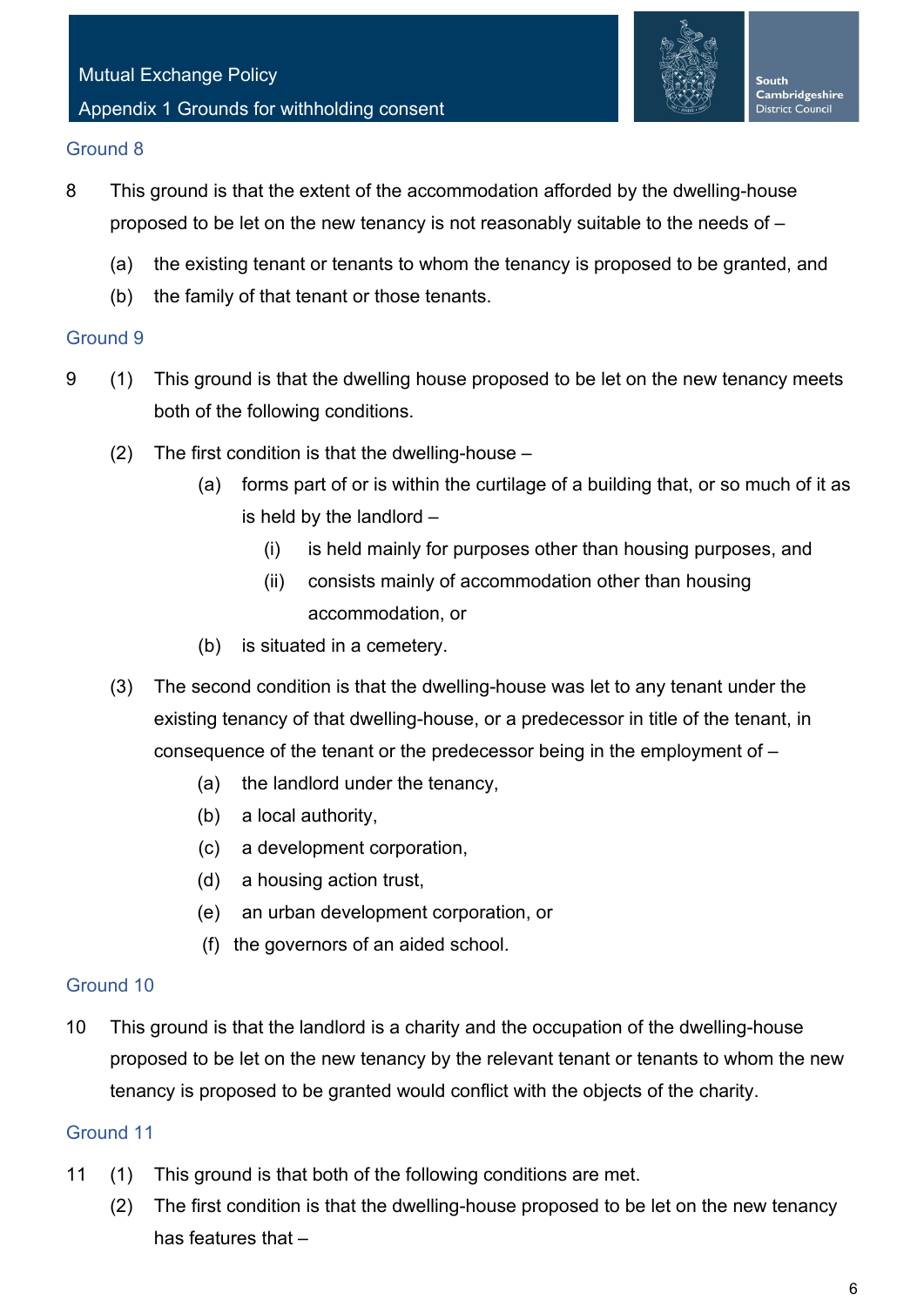## Ground 8

8 This ground is that the extent of the accommodation afforded by the dwelling-house proposed to be let on the new tenancy is not reasonably suitable to the needs of –

(a) the existing tenant or tenants to whom the tenancy is proposed to be granted, and

(b) the family of that tenant or those tenants.

## Ground 9

9 (1) This ground is that the dwelling house proposed to be let on the new tenancy meets both of the following conditions.

(2) The first condition is that the dwelling-house –

(a) forms part of or is within the curtilage of a building that, or so much of it as is held by the landlord –

(i) is held mainly for purposes other than housing purposes, and

(ii) consists mainly of accommodation other than housing accommodation, or

(b) is situated in a cemetery.

(3) The second condition is that the dwelling-house was let to any tenant under the existing tenancy of that dwelling-house, or a predecessor in title of the tenant, in consequence of the tenant or the predecessor being in the employment of –

(a) the landlord under the tenancy,

(b) a local authority,

(c) a development corporation,

(d) a housing action trust,

(e) an urban development corporation, or

(f) the governors of an aided school.

## Ground 10

10 This ground is that the landlord is a charity and the occupation of the dwelling-house proposed to be let on the new tenancy by the relevant tenant or tenants to whom the new tenancy is proposed to be granted would conflict with the objects of the charity.

## Ground 11

11 (1) This ground is that both of the following conditions are met.

(2) The first condition is that the dwelling-house proposed to be let on the new tenancy has features that –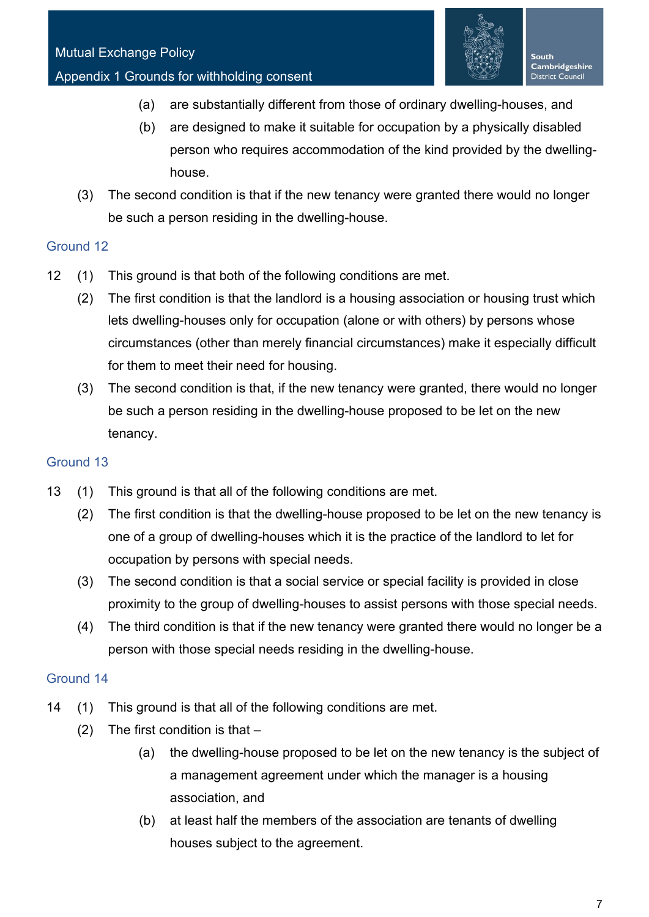(a) are substantially different from those of ordinary dwelling-houses, and

(b) are designed to make it suitable for occupation by a physically disabled person who requires accommodation of the kind provided by the dwelling-house.

(3) The second condition is that if the new tenancy were granted there would no longer be such a person residing in the dwelling-house.

### Ground 12

12 (1) This ground is that both of the following conditions are met.

(2) The first condition is that the landlord is a housing association or housing trust which lets dwelling-houses only for occupation (alone or with others) by persons whose circumstances (other than merely financial circumstances) make it especially difficult for them to meet their need for housing.

(3) The second condition is that, if the new tenancy were granted, there would no longer be such a person residing in the dwelling-house proposed to be let on the new tenancy.

### Ground 13

13 (1) This ground is that all of the following conditions are met.

(2) The first condition is that the dwelling-house proposed to be let on the new tenancy is one of a group of dwelling-houses which it is the practice of the landlord to let for occupation by persons with special needs.

(3) The second condition is that a social service or special facility is provided in close proximity to the group of dwelling-houses to assist persons with those special needs.

(4) The third condition is that if the new tenancy were granted there would no longer be a person with those special needs residing in the dwelling-house.

### Ground 14

14 (1) This ground is that all of the following conditions are met.

(2) The first condition is that –

(a) the dwelling-house proposed to be let on the new tenancy is the subject of a management agreement under which the manager is a housing association, and

(b) at least half the members of the association are tenants of dwelling houses subject to the agreement.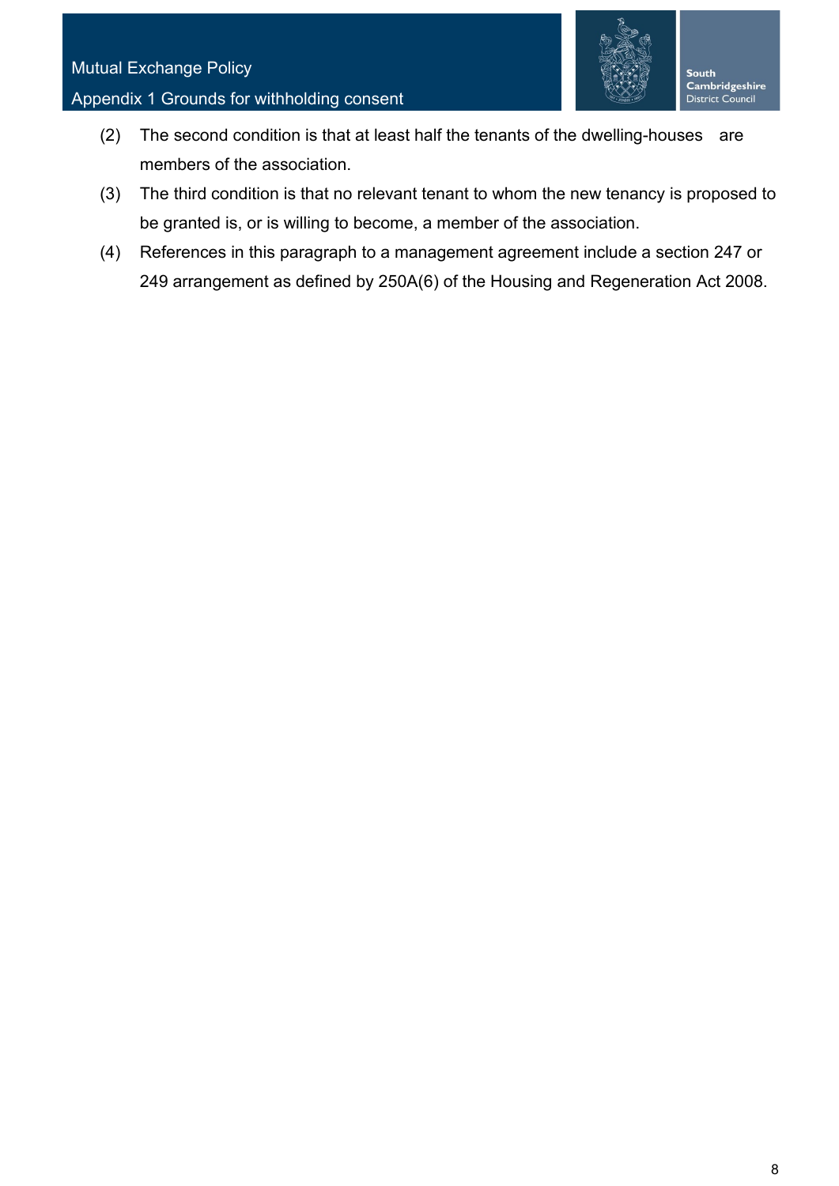(2) The second condition is that at least half the tenants of the dwelling-houses are members of the association.

(3) The third condition is that no relevant tenant to whom the new tenancy is proposed to be granted is, or is willing to become, a member of the association.

(4) References in this paragraph to a management agreement include a section 247 or 249 arrangement as defined by 250A(6) of the Housing and Regeneration Act 2008.